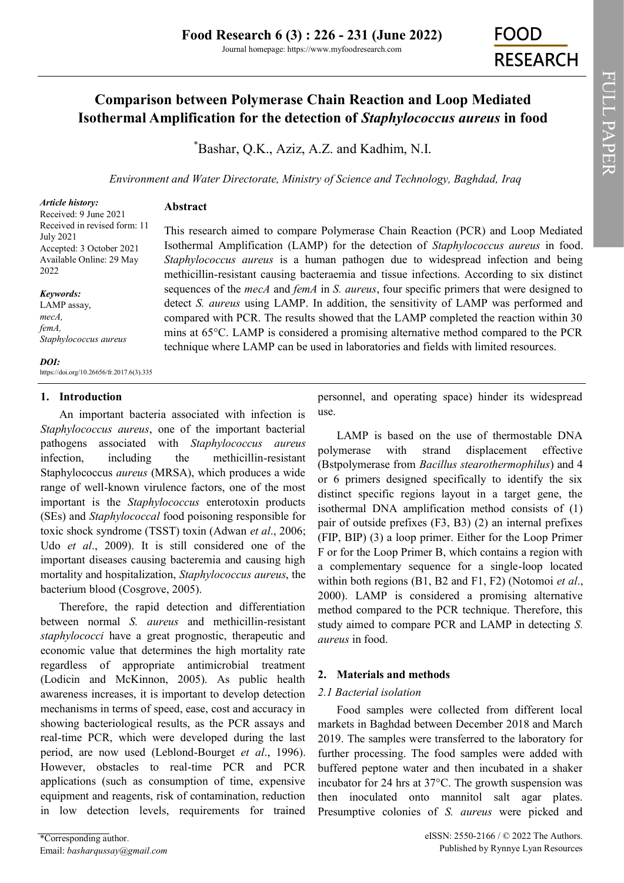# Comparison between Polymerase Chain Reaction and Loop Mediated Isothermal Amplification for the detection of *Staphylococcus aureus* in food

*Bashar, Q.K., Aziz, A.Z. and Kadhim, N.I.

*Environment and Water Directorate, Ministry of Science and Technology, Baghdad, Iraq*

***Article history:***
Received: 9 June 2021
Received in revised form: 11 July 2021
Accepted: 3 October 2021
Available Online: 29 May 2022

***Keywords:***
LAMP assay,
*mecA,*
*femA,*
*Staphylococcus aureus*

***DOI:***
https://doi.org/10.26656/fr.2017.6(3).335

## Abstract

This research aimed to compare Polymerase Chain Reaction (PCR) and Loop Mediated Isothermal Amplification (LAMP) for the detection of *Staphylococcus aureus* in food. *Staphylococcus aureus* is a human pathogen due to widespread infection and being methicillin-resistant causing bacteraemia and tissue infections. According to six distinct sequences of the *mecA* and *femA* in *S. aureus*, four specific primers that were designed to detect *S. aureus* using LAMP. In addition, the sensitivity of LAMP was performed and compared with PCR. The results showed that the LAMP completed the reaction within 30 mins at 65°C. LAMP is considered a promising alternative method compared to the PCR technique where LAMP can be used in laboratories and fields with limited resources.

## 1. Introduction

An important bacteria associated with infection is *Staphylococcus aureus*, one of the important bacterial pathogens associated with *Staphylococcus aureus* infection, including the methicillin-resistant Staphylococcus *aureus* (MRSA), which produces a wide range of well-known virulence factors, one of the most important is the *Staphylococcus* enterotoxin products (SEs) and *Staphylococcal* food poisoning responsible for toxic shock syndrome (TSST) toxin (Adwan *et al*., 2006; Udo *et al*., 2009). It is still considered one of the important diseases causing bacteremia and causing high mortality and hospitalization, *Staphylococcus aureus*, the bacterium blood (Cosgrove, 2005).

Therefore, the rapid detection and differentiation between normal *S. aureus* and methicillin-resistant *staphylococci* have a great prognostic, therapeutic and economic value that determines the high mortality rate regardless of appropriate antimicrobial treatment (Lodicin and McKinnon, 2005). As public health awareness increases, it is important to develop detection mechanisms in terms of speed, ease, cost and accuracy in showing bacteriological results, as the PCR assays and real-time PCR, which were developed during the last period, are now used (Leblond-Bourget *et al*., 1996). However, obstacles to real-time PCR and PCR applications (such as consumption of time, expensive equipment and reagents, risk of contamination, reduction in low detection levels, requirements for trained personnel, and operating space) hinder its widespread use.

LAMP is based on the use of thermostable DNA polymerase with strand displacement effective (Bstpolymerase from *Bacillus stearothermophilus*) and 4 or 6 primers designed specifically to identify the six distinct specific regions layout in a target gene, the isothermal DNA amplification method consists of (1) pair of outside prefixes (F3, B3) (2) an internal prefixes (FIP, BIP) (3) a loop primer. Either for the Loop Primer F or for the Loop Primer B, which contains a region with a complementary sequence for a single-loop located within both regions (B1, B2 and F1, F2) (Notomoi *et al*., 2000). LAMP is considered a promising alternative method compared to the PCR technique. Therefore, this study aimed to compare PCR and LAMP in detecting *S. aureus* in food.

## 2. Materials and methods

### *2.1 Bacterial isolation*

Food samples were collected from different local markets in Baghdad between December 2018 and March 2019. The samples were transferred to the laboratory for further processing. The food samples were added with buffered peptone water and then incubated in a shaker incubator for 24 hrs at 37°C. The growth suspension was then inoculated onto mannitol salt agar plates. Presumptive colonies of *S. aureus* were picked and

*Corresponding author.
Email: *basharqussay@gmail.com*

eISSN: 2550-2166 / © 2022 The Authors.
Published by Rynnye Lyan Resources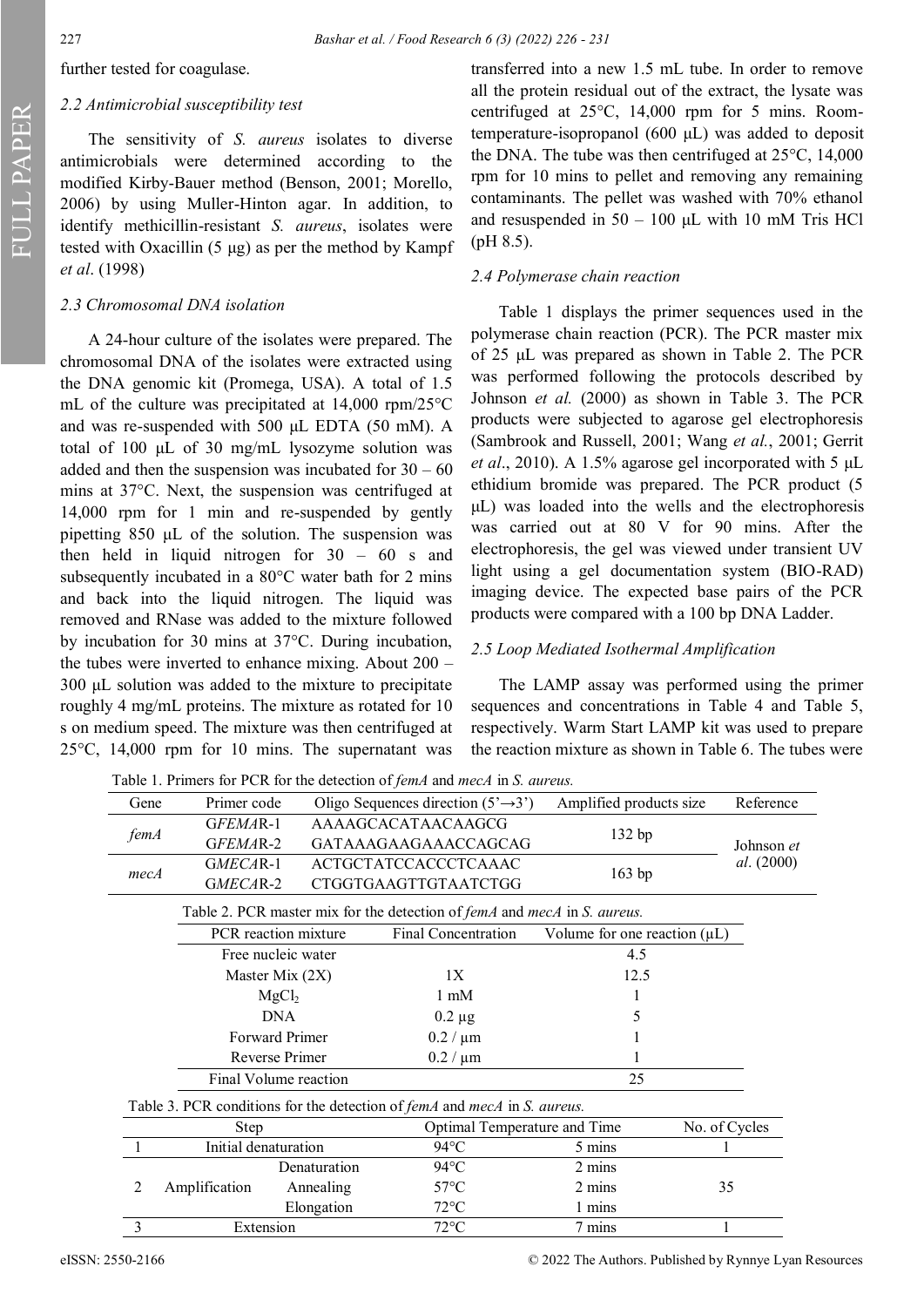further tested for coagulase.

### 2.2 Antimicrobial susceptibility test

The sensitivity of *S. aureus* isolates to diverse antimicrobials were determined according to the modified Kirby-Bauer method (Benson, 2001; Morello, 2006) by using Muller-Hinton agar. In addition, to identify methicillin-resistant *S. aureus*, isolates were tested with Oxacillin (5 µg) as per the method by Kampf *et al*. (1998)

### 2.3 Chromosomal DNA isolation

A 24-hour culture of the isolates were prepared. The chromosomal DNA of the isolates were extracted using the DNA genomic kit (Promega, USA). A total of 1.5 mL of the culture was precipitated at 14,000 rpm/25°C and was re-suspended with 500 µL EDTA (50 mM). A total of 100 µL of 30 mg/mL lysozyme solution was added and then the suspension was incubated for 30 – 60 mins at 37°C. Next, the suspension was centrifuged at 14,000 rpm for 1 min and re-suspended by gently pipetting 850 µL of the solution. The suspension was then held in liquid nitrogen for 30 – 60 s and subsequently incubated in a 80°C water bath for 2 mins and back into the liquid nitrogen. The liquid was removed and RNase was added to the mixture followed by incubation for 30 mins at 37°C. During incubation, the tubes were inverted to enhance mixing. About 200 – 300 µL solution was added to the mixture to precipitate roughly 4 mg/mL proteins. The mixture as rotated for 10 s on medium speed. The mixture was then centrifuged at 25°C, 14,000 rpm for 10 mins. The supernatant was transferred into a new 1.5 mL tube. In order to remove all the protein residual out of the extract, the lysate was centrifuged at 25°C, 14,000 rpm for 5 mins. Room-temperature-isopropanol (600 µL) was added to deposit the DNA. The tube was then centrifuged at 25°C, 14,000 rpm for 10 mins to pellet and removing any remaining contaminants. The pellet was washed with 70% ethanol and resuspended in 50 – 100 µL with 10 mM Tris HCl (pH 8.5).

### 2.4 Polymerase chain reaction

Table 1 displays the primer sequences used in the polymerase chain reaction (PCR). The PCR master mix of 25 µL was prepared as shown in Table 2. The PCR was performed following the protocols described by Johnson *et al.* (2000) as shown in Table 3. The PCR products were subjected to agarose gel electrophoresis (Sambrook and Russell, 2001; Wang *et al.*, 2001; Gerrit *et al*., 2010). A 1.5% agarose gel incorporated with 5 µL ethidium bromide was prepared. The PCR product (5 µL) was loaded into the wells and the electrophoresis was carried out at 80 V for 90 mins. After the electrophoresis, the gel was viewed under transient UV light using a gel documentation system (BIO-RAD) imaging device. The expected base pairs of the PCR products were compared with a 100 bp DNA Ladder.

### 2.5 Loop Mediated Isothermal Amplification

The LAMP assay was performed using the primer sequences and concentrations in Table 4 and Table 5, respectively. Warm Start LAMP kit was used to prepare the reaction mixture as shown in Table 6. The tubes were

Table 1. Primers for PCR for the detection of *femA* and *mecA* in *S. aureus.*

| Gene | Primer code | Oligo Sequences direction (5'→3') | Amplified products size | Reference |
|---|---|---|---|---|
| *femA* | G*FEMA*R-1 | AAAAGCACATAACAAGCG | 132 bp | Johnson *et al*. (2000) |
| | G*FEMA*R-2 | GATAAAGAAGAAACCAGCAG | | |
| *mecA* | G*MECA*R-1 | ACTGCTATCCACCCTCAAAC | 163 bp | |
| | G*MECA*R-2 | CTGGTGAAGTTGTAATCTGG | | |

Table 2. PCR master mix for the detection of *femA* and *mecA* in *S. aureus.*

| PCR reaction mixture | Final Concentration | Volume for one reaction (µL) |
|---|---|---|
| Free nucleic water | | 4.5 |
| Master Mix (2X) | 1X | 12.5 |
| $MgCl_2$ | 1 mM | 1 |
| DNA | 0.2 µg | 5 |
| Forward Primer | 0.2 / µm | 1 |
| Reverse Primer | 0.2 / µm | 1 |
| Final Volume reaction | | 25 |

Table 3. PCR conditions for the detection of *femA* and *mecA* in *S. aureus.*

| | Step | | Optimal Temperature and Time | | No. of Cycles |
|---|---|---|---|---|---|
| 1 | Initial denaturation | | 94°C | 5 mins | 1 |
| 2 | Amplification | Denaturation | 94°C | 2 mins | 35 |
| | | Annealing | 57°C | 2 mins | |
| | | Elongation | 72°C | 1 mins | |
| 3 | Extension | | 72°C | 7 mins | 1 |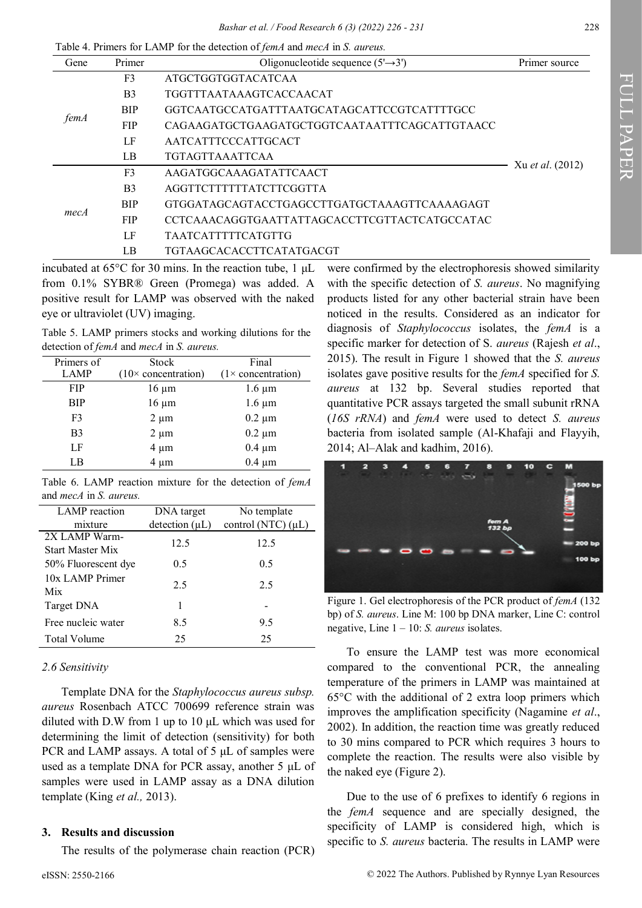Table 4. Primers for LAMP for the detection of *femA* and *mecA* in *S. aureus.*

| Gene | Primer | Oligonucleotide sequence (5'→3') | Primer source |
|---|---|---|---|
| *femA* | F3 | ATGCTGGTGGTACATCAA | Xu *et al*. (2012) |
| | B3 | TGGTTTAATAAAGTCACCAACAT | |
| | BIP | GGTCAATGCCATGATTTAATGCATAGCATTCCGTCATTTTGCC | |
| | FIP | CAGAAGATGCTGAAGATGCTGGTCAATAATTTCAGCATTGTAACC | |
| | LF | AATCATTTCCCATTGCACT | |
| | LB | TGTAGTTAAATTCAA | |
| *mecA* | F3 | AAGATGGCAAAGATATTCAACT | |
| | B3 | AGGTTCTTTTTTATCTTCGGTTA | |
| | BIP | GTGGATAGCAGTACCTGAGCCTTGATGCTAAAGTTCAAAAGAGT | |
| | FIP | CCTCAAACAGGTGAATTATTAGCACCTTCGTTACTCATGCCATAC | |
| | LF | TAATCATTTTTCATGTTG | |
| | LB | TGTAAGCACACCTTCATATGACGT | |

incubated at 65°C for 30 mins. In the reaction tube, 1 µL from 0.1% SYBR® Green (Promega) was added. A positive result for LAMP was observed with the naked eye or ultraviolet (UV) imaging.

Table 5. LAMP primers stocks and working dilutions for the detection of *femA* and *mecA* in *S. aureus.*

| Primers of LAMP | Stock (10× concentration) | Final (1× concentration) |
|---|---|---|
| FIP | 16 µm | 1.6 µm |
| BIP | 16 µm | 1.6 µm |
| F3 | 2 µm | 0.2 µm |
| B3 | 2 µm | 0.2 µm |
| LF | 4 µm | 0.4 µm |
| LB | 4 µm | 0.4 µm |

Table 6. LAMP reaction mixture for the detection of *femA* and *mecA* in *S. aureus.*

| LAMP reaction mixture | DNA target detection (µL) | No template control (NTC) (µL) |
|---|---|---|
| 2X LAMP Warm-Start Master Mix | 12.5 | 12.5 |
| 50% Fluorescent dye | 0.5 | 0.5 |
| 10x LAMP Primer Mix | 2.5 | 2.5 |
| Target DNA | 1 | - |
| Free nucleic water | 8.5 | 9.5 |
| Total Volume | 25 | 25 |

### *2.6 Sensitivity*

Template DNA for the *Staphylococcus aureus subsp. aureus* Rosenbach ATCC 700699 reference strain was diluted with D.W from 1 up to 10 µL which was used for determining the limit of detection (sensitivity) for both PCR and LAMP assays. A total of 5 µL of samples were used as a template DNA for PCR assay, another 5 µL of samples were used in LAMP assay as a DNA dilution template (King *et al.,* 2013).

## 3. Results and discussion

The results of the polymerase chain reaction (PCR) were confirmed by the electrophoresis showed similarity with the specific detection of *S. aureus*. No magnifying products listed for any other bacterial strain have been noticed in the results. Considered as an indicator for diagnosis of *Staphylococcus* isolates, the *femA* is a specific marker for detection of S. *aureus* (Rajesh *et al*., 2015). The result in Figure 1 showed that the *S. aureus* isolates gave positive results for the *femA* specified for *S. aureus* at 132 bp. Several studies reported that quantitative PCR assays targeted the small subunit rRNA (*16S rRNA*) and *femA* were used to detect *S. aureus* bacteria from isolated sample (Al-Khafaji and Flayyih, 2014; Al–Alak and kadhim, 2016).

Figure 1. Gel electrophoresis of the PCR product of *femA* (132 bp) of *S. aureus*. Line M: 100 bp DNA marker, Line C: control negative, Line 1 – 10: *S. aureus* isolates.

To ensure the LAMP test was more economical compared to the conventional PCR, the annealing temperature of the primers in LAMP was maintained at 65°C with the additional of 2 extra loop primers which improves the amplification specificity (Nagamine *et al*., 2002). In addition, the reaction time was greatly reduced to 30 mins compared to PCR which requires 3 hours to complete the reaction. The results were also visible by the naked eye (Figure 2).

Due to the use of 6 prefixes to identify 6 regions in the *femA* sequence and are specially designed, the specificity of LAMP is considered high, which is specific to *S. aureus* bacteria. The results in LAMP were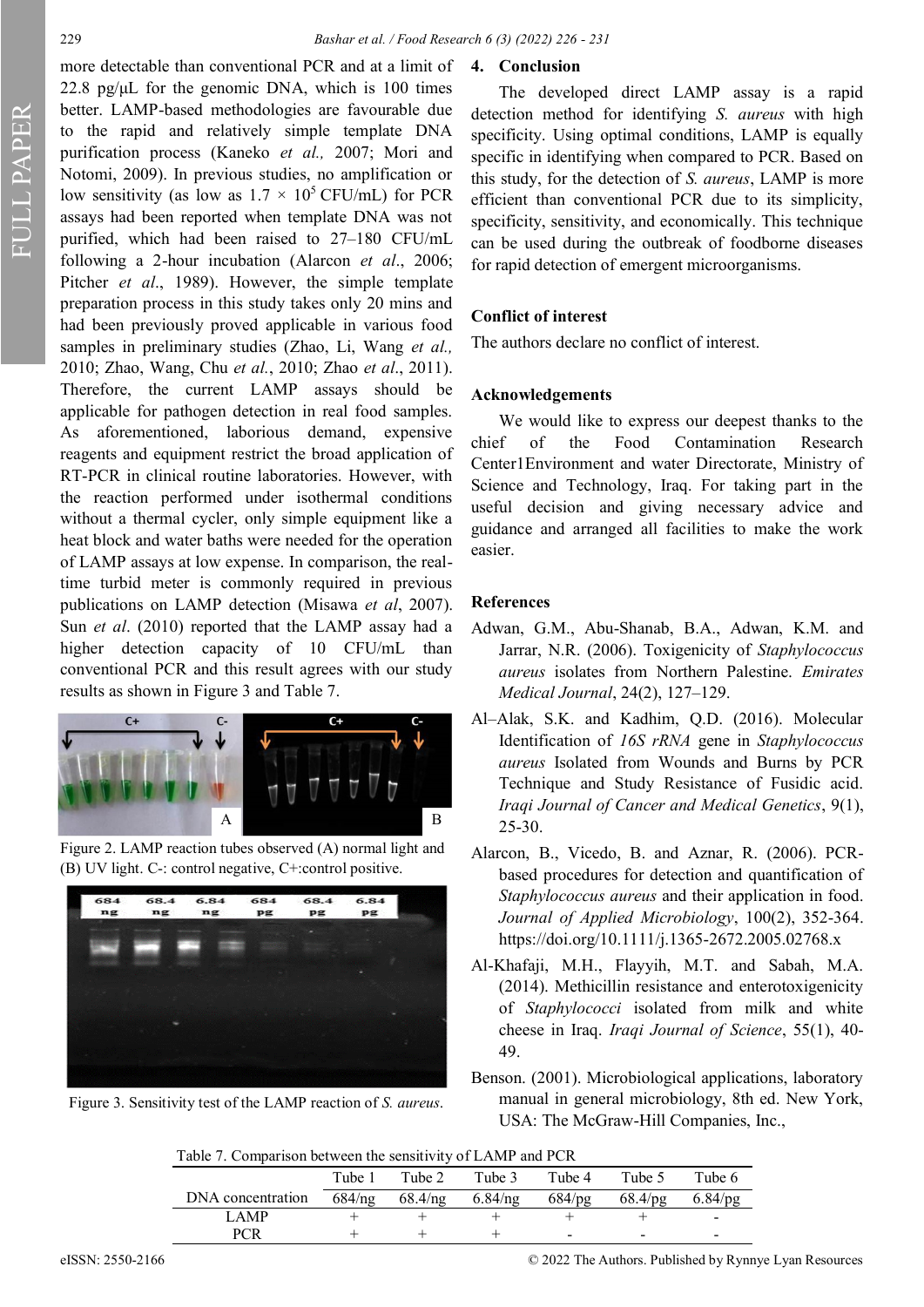more detectable than conventional PCR and at a limit of 22.8 pg/μL for the genomic DNA, which is 100 times better. LAMP-based methodologies are favourable due to the rapid and relatively simple template DNA purification process (Kaneko *et al.,* 2007; Mori and Notomi, 2009). In previous studies, no amplification or low sensitivity (as low as $1.7 \times 10^5$ CFU/mL) for PCR assays had been reported when template DNA was not purified, which had been raised to 27–180 CFU/mL following a 2-hour incubation (Alarcon *et al*., 2006; Pitcher *et al*., 1989). However, the simple template preparation process in this study takes only 20 mins and had been previously proved applicable in various food samples in preliminary studies (Zhao, Li, Wang *et al.,* 2010; Zhao, Wang, Chu *et al.*, 2010; Zhao *et al*., 2011). Therefore, the current LAMP assays should be applicable for pathogen detection in real food samples. As aforementioned, laborious demand, expensive reagents and equipment restrict the broad application of RT-PCR in clinical routine laboratories. However, with the reaction performed under isothermal conditions without a thermal cycler, only simple equipment like a heat block and water baths were needed for the operation of LAMP assays at low expense. In comparison, the real-time turbid meter is commonly required in previous publications on LAMP detection (Misawa *et al*, 2007). Sun *et al*. (2010) reported that the LAMP assay had a higher detection capacity of 10 CFU/mL than conventional PCR and this result agrees with our study results as shown in Figure 3 and Table 7.

Figure 2. LAMP reaction tubes observed (A) normal light and (B) UV light. C-: control negative, C+:control positive.

Figure 3. Sensitivity test of the LAMP reaction of *S. aureus*.

Table 7. Comparison between the sensitivity of LAMP and PCR

| | Tube 1 | Tube 2 | Tube 3 | Tube 4 | Tube 5 | Tube 6 |
|---|---|---|---|---|---|---|
| DNA concentration | 684/ng | 68.4/ng | 6.84/ng | 684/pg | 68.4/pg | 6.84/pg |
| LAMP | + | + | + | + | + | - |
| PCR | + | + | + | - | - | - |

## 4. Conclusion

The developed direct LAMP assay is a rapid detection method for identifying *S. aureus* with high specificity. Using optimal conditions, LAMP is equally specific in identifying when compared to PCR. Based on this study, for the detection of *S. aureus*, LAMP is more efficient than conventional PCR due to its simplicity, specificity, sensitivity, and economically. This technique can be used during the outbreak of foodborne diseases for rapid detection of emergent microorganisms.

## Conflict of interest

The authors declare no conflict of interest.

## Acknowledgements

We would like to express our deepest thanks to the chief of the Food Contamination Research Center1Environment and water Directorate, Ministry of Science and Technology, Iraq. For taking part in the useful decision and giving necessary advice and guidance and arranged all facilities to make the work easier.

## References

Adwan, G.M., Abu-Shanab, B.A., Adwan, K.M. and Jarrar, N.R. (2006). Toxigenicity of *Staphylococcus aureus* isolates from Northern Palestine. *Emirates Medical Journal*, 24(2), 127–129.

Al–Alak, S.K. and Kadhim, Q.D. (2016). Molecular Identification of *16S rRNA* gene in *Staphylococcus aureus* Isolated from Wounds and Burns by PCR Technique and Study Resistance of Fusidic acid. *Iraqi Journal of Cancer and Medical Genetics*, 9(1), 25-30.

Alarcon, B., Vicedo, B. and Aznar, R. (2006). PCR-based procedures for detection and quantification of *Staphylococcus aureus* and their application in food. *Journal of Applied Microbiology*, 100(2), 352-364. https://doi.org/10.1111/j.1365-2672.2005.02768.x

Al-Khafaji, M.H., Flayyih, M.T. and Sabah, M.A. (2014). Methicillin resistance and enterotoxigenicity of *Staphylococci* isolated from milk and white cheese in Iraq. *Iraqi Journal of Science*, 55(1), 40-49.

Benson. (2001). Microbiological applications, laboratory manual in general microbiology, 8th ed. New York, USA: The McGraw-Hill Companies, Inc.,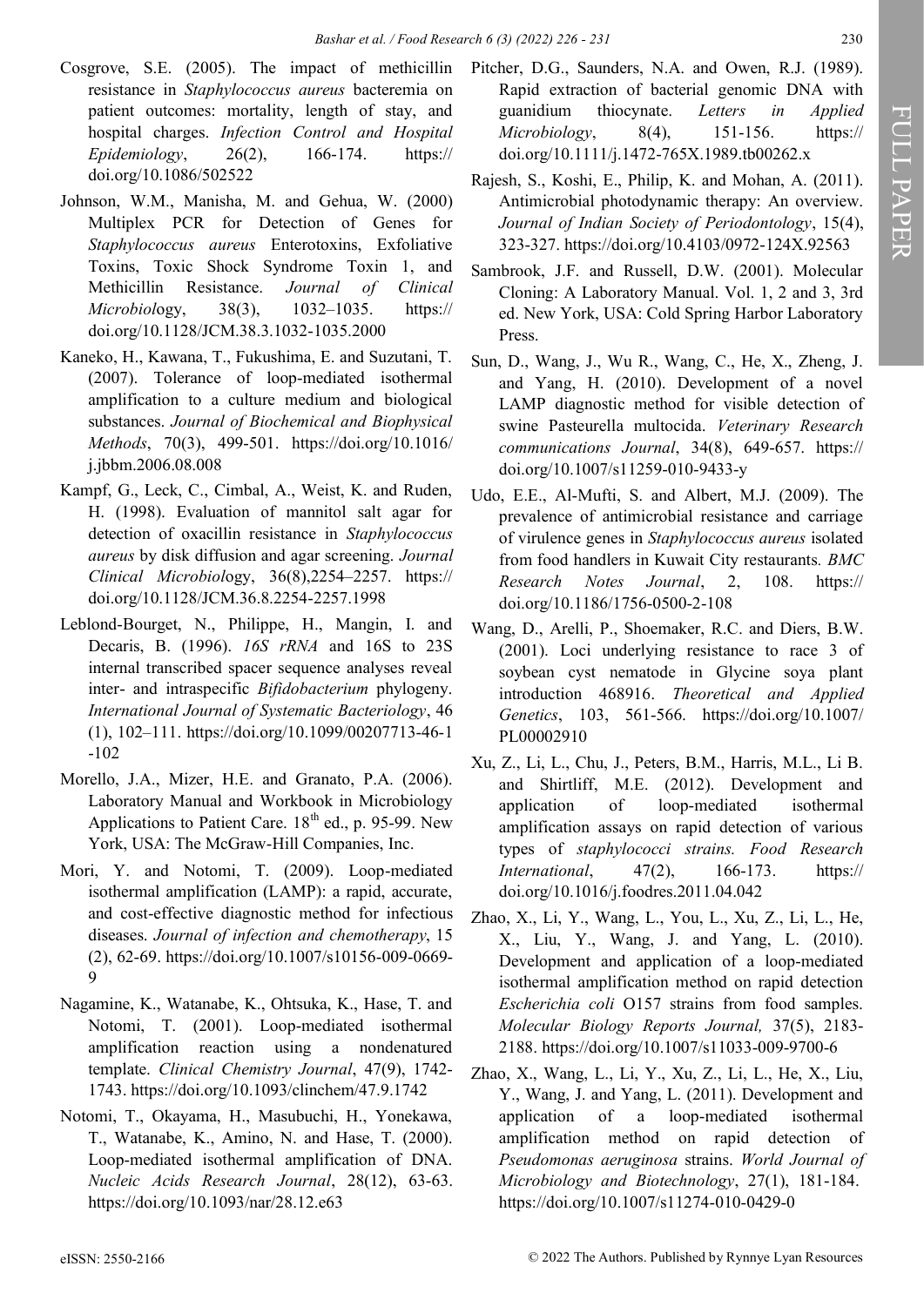Cosgrove, S.E. (2005). The impact of methicillin resistance in *Staphylococcus aureus* bacteremia on patient outcomes: mortality, length of stay, and hospital charges. *Infection Control and Hospital Epidemiology*, 26(2), 166-174. https://doi.org/10.1086/502522

Johnson, W.M., Manisha, M. and Gehua, W. (2000) Multiplex PCR for Detection of Genes for *Staphylococcus aureus* Enterotoxins, Exfoliative Toxins, Toxic Shock Syndrome Toxin 1, and Methicillin Resistance. *Journal of Clinical Microbiol*ogy, 38(3), 1032–1035. https://doi.org/10.1128/JCM.38.3.1032-1035.2000

Kaneko, H., Kawana, T., Fukushima, E. and Suzutani, T. (2007). Tolerance of loop-mediated isothermal amplification to a culture medium and biological substances. *Journal of Biochemical and Biophysical Methods*, 70(3), 499-501. https://doi.org/10.1016/j.jbbm.2006.08.008

Kampf, G., Leck, C., Cimbal, A., Weist, K. and Ruden, H. (1998). Evaluation of mannitol salt agar for detection of oxacillin resistance in *Staphylococcus aureus* by disk diffusion and agar screening. *Journal Clinical Microbiol*ogy, 36(8),2254–2257. https://doi.org/10.1128/JCM.36.8.2254-2257.1998

Leblond-Bourget, N., Philippe, H., Mangin, I. and Decaris, B. (1996). *16S rRNA* and 16S to 23S internal transcribed spacer sequence analyses reveal inter- and intraspecific *Bifidobacterium* phylogeny. *International Journal of Systematic Bacteriology*, 46 (1), 102–111. https://doi.org/10.1099/00207713-46-1-102

Morello, J.A., Mizer, H.E. and Granato, P.A. (2006). Laboratory Manual and Workbook in Microbiology Applications to Patient Care. 18th ed., p. 95-99. New York, USA: The McGraw-Hill Companies, Inc.

Mori, Y. and Notomi, T. (2009). Loop-mediated isothermal amplification (LAMP): a rapid, accurate, and cost-effective diagnostic method for infectious diseases. *Journal of infection and chemotherapy*, 15 (2), 62-69. https://doi.org/10.1007/s10156-009-0669-9

Nagamine, K., Watanabe, K., Ohtsuka, K., Hase, T. and Notomi, T. (2001). Loop-mediated isothermal amplification reaction using a nondenatured template. *Clinical Chemistry Journal*, 47(9), 1742-1743. https://doi.org/10.1093/clinchem/47.9.1742

Notomi, T., Okayama, H., Masubuchi, H., Yonekawa, T., Watanabe, K., Amino, N. and Hase, T. (2000). Loop-mediated isothermal amplification of DNA. *Nucleic Acids Research Journal*, 28(12), 63-63. https://doi.org/10.1093/nar/28.12.e63

Pitcher, D.G., Saunders, N.A. and Owen, R.J. (1989). Rapid extraction of bacterial genomic DNA with guanidium thiocynate. *Letters in Applied Microbiology*, 8(4), 151-156. https://doi.org/10.1111/j.1472-765X.1989.tb00262.x

Rajesh, S., Koshi, E., Philip, K. and Mohan, A. (2011). Antimicrobial photodynamic therapy: An overview. *Journal of Indian Society of Periodontology*, 15(4), 323-327. https://doi.org/10.4103/0972-124X.92563

Sambrook, J.F. and Russell, D.W. (2001). Molecular Cloning: A Laboratory Manual. Vol. 1, 2 and 3, 3rd ed. New York, USA: Cold Spring Harbor Laboratory Press.

Sun, D., Wang, J., Wu R., Wang, C., He, X., Zheng, J. and Yang, H. (2010). Development of a novel LAMP diagnostic method for visible detection of swine Pasteurella multocida. *Veterinary Research communications Journal*, 34(8), 649-657. https://doi.org/10.1007/s11259-010-9433-y

Udo, E.E., Al-Mufti, S. and Albert, M.J. (2009). The prevalence of antimicrobial resistance and carriage of virulence genes in *Staphylococcus aureus* isolated from food handlers in Kuwait City restaurants. *BMC Research Notes Journal*, 2, 108. https://doi.org/10.1186/1756-0500-2-108

Wang, D., Arelli, P., Shoemaker, R.C. and Diers, B.W. (2001). Loci underlying resistance to race 3 of soybean cyst nematode in Glycine soya plant introduction 468916. *Theoretical and Applied Genetics*, 103, 561-566. https://doi.org/10.1007/PL00002910

Xu, Z., Li, L., Chu, J., Peters, B.M., Harris, M.L., Li B. and Shirtliff, M.E. (2012). Development and application of loop-mediated isothermal amplification assays on rapid detection of various types of *staphylococci strains. Food Research International*, 47(2), 166-173. https://doi.org/10.1016/j.foodres.2011.04.042

Zhao, X., Li, Y., Wang, L., You, L., Xu, Z., Li, L., He, X., Liu, Y., Wang, J. and Yang, L. (2010). Development and application of a loop-mediated isothermal amplification method on rapid detection *Escherichia coli* O157 strains from food samples. *Molecular Biology Reports Journal,* 37(5), 2183-2188. https://doi.org/10.1007/s11033-009-9700-6

Zhao, X., Wang, L., Li, Y., Xu, Z., Li, L., He, X., Liu, Y., Wang, J. and Yang, L. (2011). Development and application of a loop-mediated isothermal amplification method on rapid detection of *Pseudomonas aeruginosa* strains. *World Journal of Microbiology and Biotechnology*, 27(1), 181-184. https://doi.org/10.1007/s11274-010-0429-0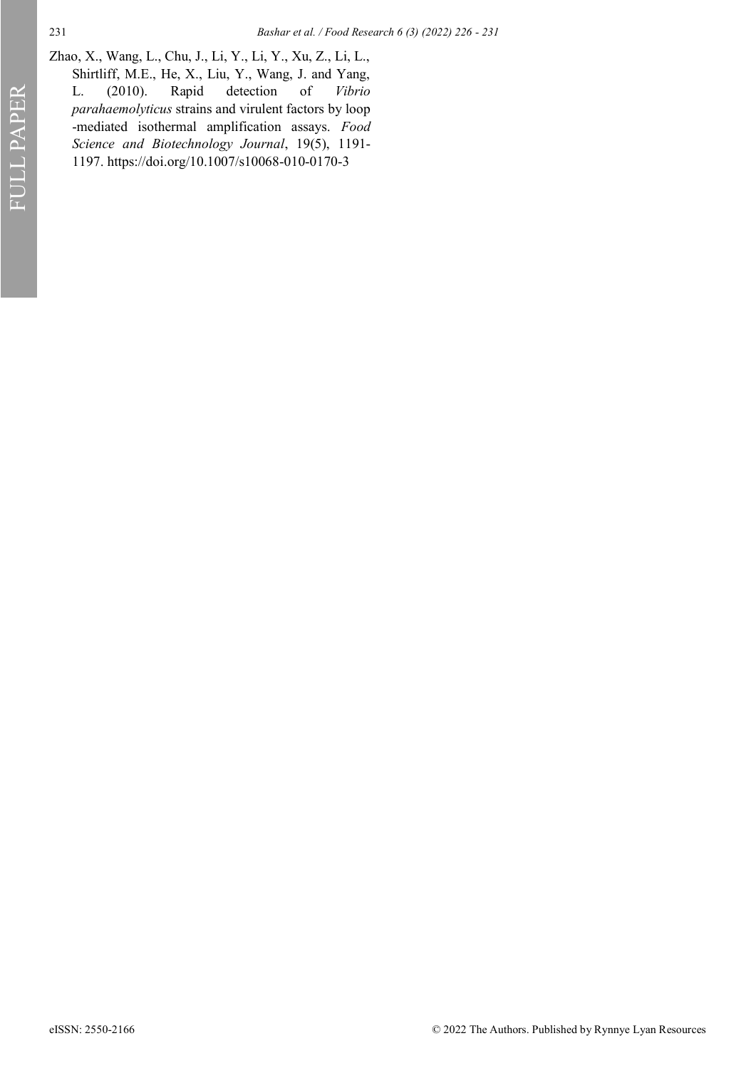Zhao, X., Wang, L., Chu, J., Li, Y., Li, Y., Xu, Z., Li, L., Shirtliff, M.E., He, X., Liu, Y., Wang, J. and Yang, L. (2010). Rapid detection of *Vibrio parahaemolyticus* strains and virulent factors by loop -mediated isothermal amplification assays. *Food Science and Biotechnology Journal*, 19(5), 1191-1197. https://doi.org/10.1007/s10068-010-0170-3